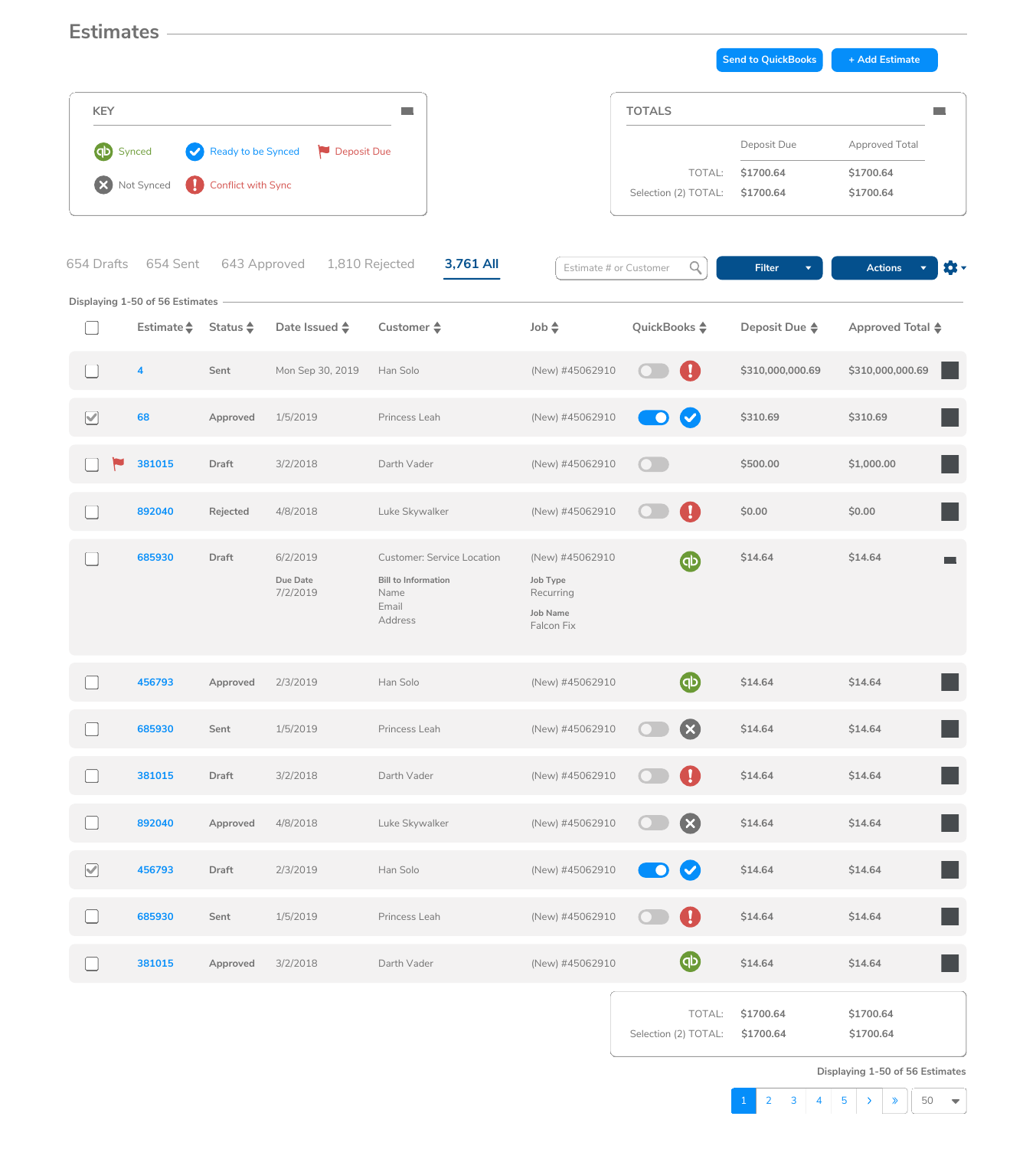# Estimates

Send to QuickBooks | + Add Estimate

## KEY

- Synced
- Ready to be Synced
- Deposit Due
- Not Synced
- Conflict with Sync

## TOTALS

| | Deposit Due | Approved Total |
|---|---|---|
| TOTAL: | $1700.64 | $1700.64 |
| Selection (2) TOTAL: | $1700.64 | $1700.64 |

654 Drafts | 654 Sent | 643 Approved | 1,810 Rejected | **3,761 All**

Estimate # or Customer | Filter | Actions

Displaying 1-50 of 56 Estimates

| | Estimate | Status | Date Issued | Customer | Job | QuickBooks | Deposit Due | Approved Total |
|---|---|---|---|---|---|---|---|---|
| ☐ | 4 | Sent | Mon Sep 30, 2019 | Han Solo | (New) #45062910 | Conflict with Sync | $310,000,000.69 | $310,000,000.69 |
| ☑ | 68 | Approved | 1/5/2019 | Princess Leah | (New) #45062910 | Ready to be Synced | $310.69 | $310.69 |
| ☐ | 381015 (Deposit Due) | Draft | 3/2/2018 | Darth Vader | (New) #45062910 | | $500.00 | $1,000.00 |
| ☐ | 892040 | Rejected | 4/8/2018 | Luke Skywalker | (New) #45062910 | Conflict with Sync | $0.00 | $0.00 |
| ☐ | 685930 | Draft | 6/2/2019<br>Due Date<br>7/2/2019 | Customer: Service Location<br>Bill to Information<br>Name<br>Email<br>Address | (New) #45062910<br>Job Type<br>Recurring<br>Job Name<br>Falcon Fix | Synced | $14.64 | $14.64 |
| ☐ | 456793 | Approved | 2/3/2019 | Han Solo | (New) #45062910 | Synced | $14.64 | $14.64 |
| ☐ | 685930 | Sent | 1/5/2019 | Princess Leah | (New) #45062910 | Not Synced | $14.64 | $14.64 |
| ☐ | 381015 | Draft | 3/2/2018 | Darth Vader | (New) #45062910 | Conflict with Sync | $14.64 | $14.64 |
| ☐ | 892040 | Approved | 4/8/2018 | Luke Skywalker | (New) #45062910 | Not Synced | $14.64 | $14.64 |
| ☑ | 456793 | Draft | 2/3/2019 | Han Solo | (New) #45062910 | Ready to be Synced | $14.64 | $14.64 |
| ☐ | 685930 | Sent | 1/5/2019 | Princess Leah | (New) #45062910 | Conflict with Sync | $14.64 | $14.64 |
| ☐ | 381015 | Approved | 3/2/2018 | Darth Vader | (New) #45062910 | Synced | $14.64 | $14.64 |

| | Deposit Due | Approved Total |
|---|---|---|
| TOTAL: | $1700.64 | $1700.64 |
| Selection (2) TOTAL: | $1700.64 | $1700.64 |

Displaying 1-50 of 56 Estimates

1 | 2 | 3 | 4 | 5 | › | » | 50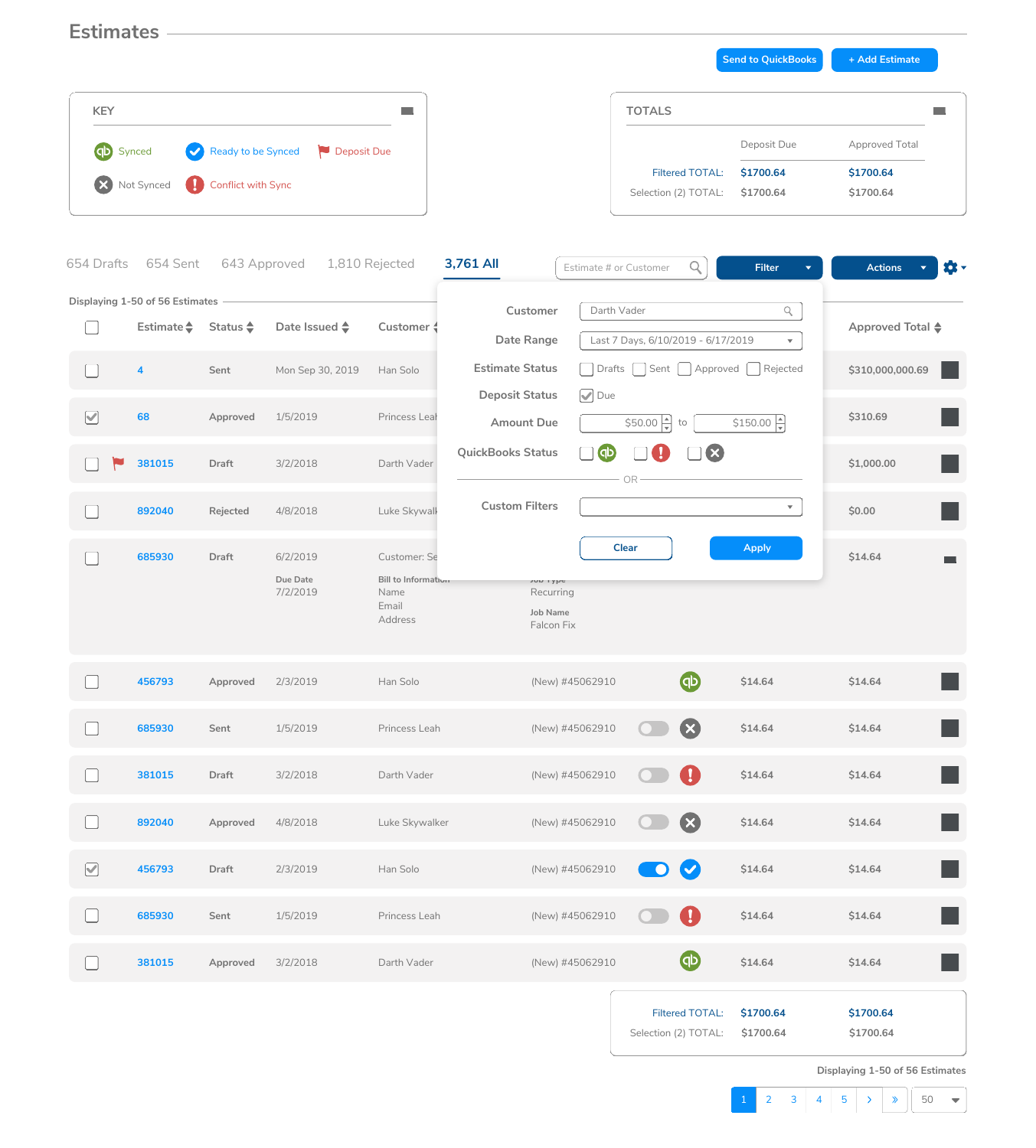# Estimates

Send to QuickBooks | + Add Estimate

**KEY**

Synced · Ready to be Synced · Deposit Due · Not Synced · Conflict with Sync

**TOTALS**

| | Deposit Due | Approved Total |
|---|---|---|
| Filtered TOTAL: | $1700.64 | $1700.64 |
| Selection (2) TOTAL: | $1700.64 | $1700.64 |

654 Drafts · 654 Sent · 643 Approved · 1,810 Rejected · **3,761 All**

Estimate # or Customer | Filter | Actions

Displaying 1-50 of 56 Estimates

**Filter**

- Customer: Darth Vader
- Date Range: Last 7 Days, 6/10/2019 - 6/17/2019
- Estimate Status: Drafts, Sent, Approved, Rejected
- Deposit Status: Due (checked)
- Amount Due: $50.00 to $150.00
- QuickBooks Status

OR

- Custom Filters

Clear | Apply

| Estimate | Status | Date Issued | Customer | | | | Approved Total |
|---|---|---|---|---|---|---|---|
| 4 | Sent | Mon Sep 30, 2019 | Han Solo | | | | $310,000,000.69 |
| 68 | Approved | 1/5/2019 | Princess Leah | | | | $310.69 |
| 381015 | Draft | 3/2/2018 | Darth Vader | | | | $1,000.00 |
| 892040 | Rejected | 4/8/2018 | Luke Skywalk | | | | $0.00 |
| 685930 | Draft | 6/2/2019<br>Due Date<br>7/2/2019 | Customer: Se<br>Bill to Information<br>Name<br>Email<br>Address | Job Type<br>Recurring<br>Job Name<br>Falcon Fix | | | $14.64 |
| 456793 | Approved | 2/3/2019 | Han Solo | (New) #45062910 | Synced | $14.64 | $14.64 |
| 685930 | Sent | 1/5/2019 | Princess Leah | (New) #45062910 | Not Synced | $14.64 | $14.64 |
| 381015 | Draft | 3/2/2018 | Darth Vader | (New) #45062910 | Conflict with Sync | $14.64 | $14.64 |
| 892040 | Approved | 4/8/2018 | Luke Skywalker | (New) #45062910 | Not Synced | $14.64 | $14.64 |
| 456793 | Draft | 2/3/2019 | Han Solo | (New) #45062910 | Ready to be Synced | $14.64 | $14.64 |
| 685930 | Sent | 1/5/2019 | Princess Leah | (New) #45062910 | Conflict with Sync | $14.64 | $14.64 |
| 381015 | Approved | 3/2/2018 | Darth Vader | (New) #45062910 | Synced | $14.64 | $14.64 |

| | | |
|---|---|---|
| Filtered TOTAL: | $1700.64 | $1700.64 |
| Selection (2) TOTAL: | $1700.64 | $1700.64 |

Displaying 1-50 of 56 Estimates

1 2 3 4 5 › » | 50